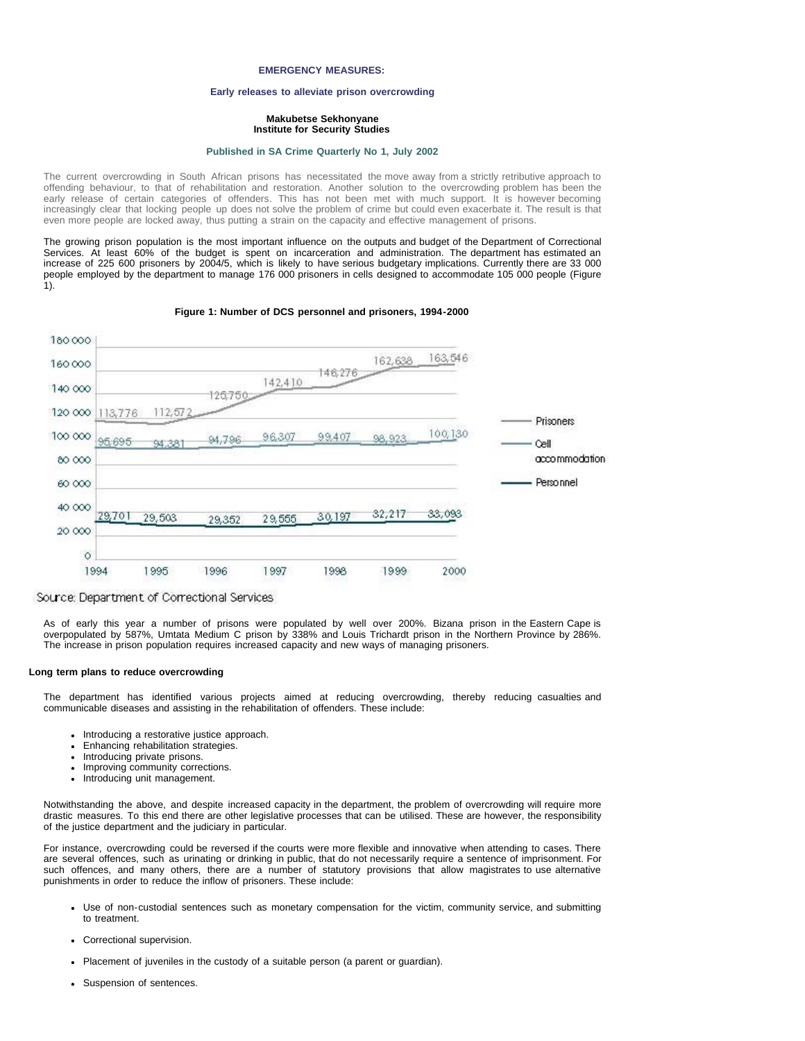**EMERGENCY MEASURES:**

**Early releases to alleviate prison overcrowding**

**Makubetse Sekhonyane**
**Institute for Security Studies**

**Published in SA Crime Quarterly No 1, July 2002**

The current overcrowding in South African prisons has necessitated the move away from a strictly retributive approach to offending behaviour, to that of rehabilitation and restoration. Another solution to the overcrowding problem has been the early release of certain categories of offenders. This has not been met with much support. It is however becoming increasingly clear that locking people up does not solve the problem of crime but could even exacerbate it. The result is that even more people are locked away, thus putting a strain on the capacity and effective management of prisons.

The growing prison population is the most important influence on the outputs and budget of the Department of Correctional Services. At least 60% of the budget is spent on incarceration and administration. The department has estimated an increase of 225 600 prisoners by 2004/5, which is likely to have serious budgetary implications. Currently there are 33 000 people employed by the department to manage 176 000 prisoners in cells designed to accommodate 105 000 people (Figure 1).

**Figure 1: Number of DCS personnel and prisoners, 1994-2000**

Source: Department of Correctional Services

As of early this year a number of prisons were populated by well over 200%. Bizana prison in the Eastern Cape is overpopulated by 587%, Umtata Medium C prison by 338% and Louis Trichardt prison in the Northern Province by 286%. The increase in prison population requires increased capacity and new ways of managing prisoners.

**Long term plans to reduce overcrowding**

The department has identified various projects aimed at reducing overcrowding, thereby reducing casualties and communicable diseases and assisting in the rehabilitation of offenders. These include:

- Introducing a restorative justice approach.
- Enhancing rehabilitation strategies.
- Introducing private prisons.
- Improving community corrections.
- Introducing unit management.

Notwithstanding the above, and despite increased capacity in the department, the problem of overcrowding will require more drastic measures. To this end there are other legislative processes that can be utilised. These are however, the responsibility of the justice department and the judiciary in particular.

For instance, overcrowding could be reversed if the courts were more flexible and innovative when attending to cases. There are several offences, such as urinating or drinking in public, that do not necessarily require a sentence of imprisonment. For such offences, and many others, there are a number of statutory provisions that allow magistrates to use alternative punishments in order to reduce the inflow of prisoners. These include:

- Use of non-custodial sentences such as monetary compensation for the victim, community service, and submitting to treatment.
- Correctional supervision.
- Placement of juveniles in the custody of a suitable person (a parent or guardian).
- Suspension of sentences.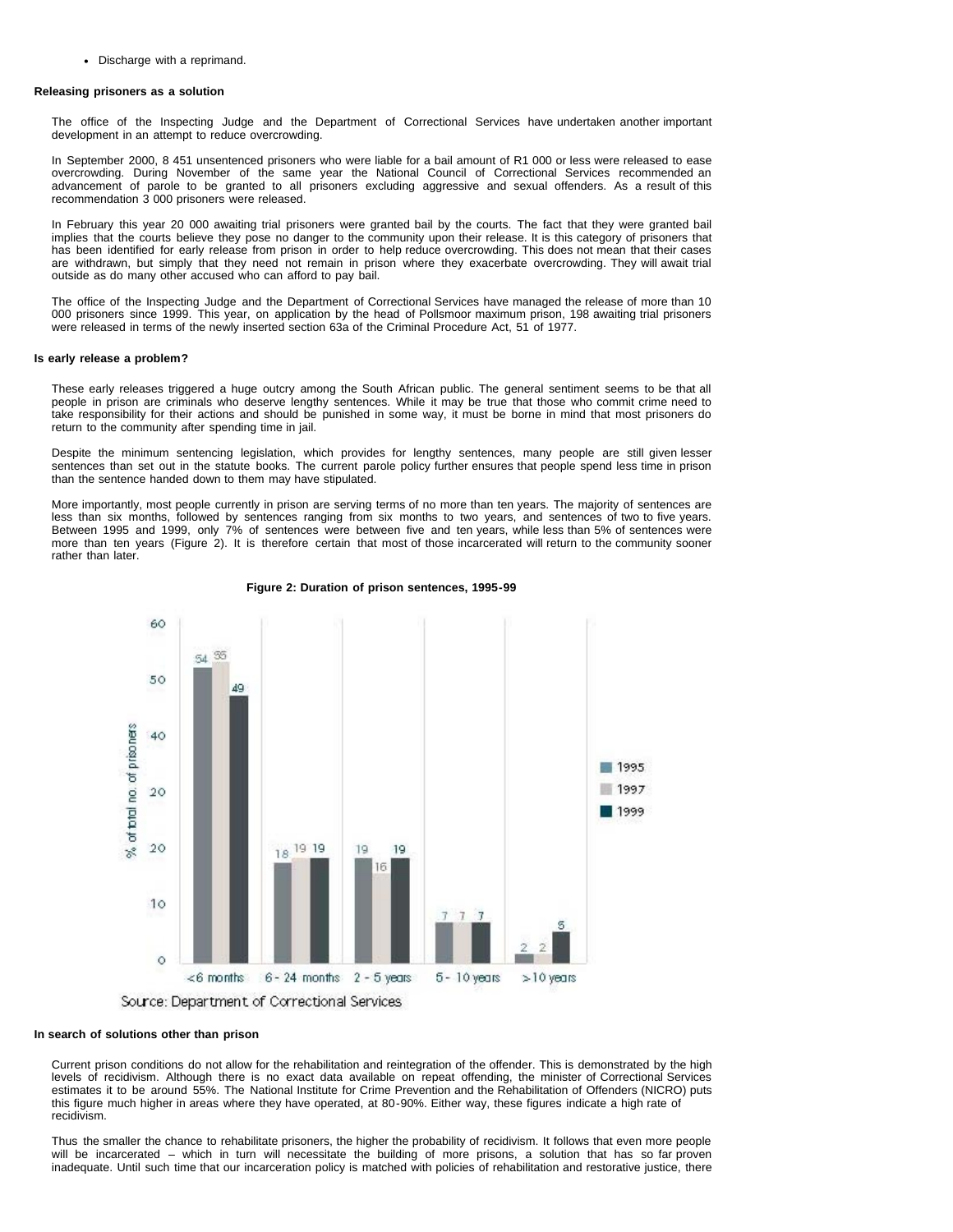- Discharge with a reprimand.

**Releasing prisoners as a solution**

The office of the Inspecting Judge and the Department of Correctional Services have undertaken another important development in an attempt to reduce overcrowding.

In September 2000, 8 451 unsentenced prisoners who were liable for a bail amount of R1 000 or less were released to ease overcrowding. During November of the same year the National Council of Correctional Services recommended an advancement of parole to be granted to all prisoners excluding aggressive and sexual offenders. As a result of this recommendation 3 000 prisoners were released.

In February this year 20 000 awaiting trial prisoners were granted bail by the courts. The fact that they were granted bail implies that the courts believe they pose no danger to the community upon their release. It is this category of prisoners that has been identified for early release from prison in order to help reduce overcrowding. This does not mean that their cases are withdrawn, but simply that they need not remain in prison where they exacerbate overcrowding. They will await trial outside as do many other accused who can afford to pay bail.

The office of the Inspecting Judge and the Department of Correctional Services have managed the release of more than 10 000 prisoners since 1999. This year, on application by the head of Pollsmoor maximum prison, 198 awaiting trial prisoners were released in terms of the newly inserted section 63a of the Criminal Procedure Act, 51 of 1977.

**Is early release a problem?**

These early releases triggered a huge outcry among the South African public. The general sentiment seems to be that all people in prison are criminals who deserve lengthy sentences. While it may be true that those who commit crime need to take responsibility for their actions and should be punished in some way, it must be borne in mind that most prisoners do return to the community after spending time in jail.

Despite the minimum sentencing legislation, which provides for lengthy sentences, many people are still given lesser sentences than set out in the statute books. The current parole policy further ensures that people spend less time in prison than the sentence handed down to them may have stipulated.

More importantly, most people currently in prison are serving terms of no more than ten years. The majority of sentences are less than six months, followed by sentences ranging from six months to two years, and sentences of two to five years. Between 1995 and 1999, only 7% of sentences were between five and ten years, while less than 5% of sentences were more than ten years (Figure 2). It is therefore certain that most of those incarcerated will return to the community sooner rather than later.

**Figure 2: Duration of prison sentences, 1995-99**

| % of total no. of prisoners | 1995 | 1997 | 1999 |
|---|---|---|---|
| <6 months | 54 | 55 | 49 |
| 6 - 24 months | 18 | 19 | 19 |
| 2 - 5 years | 19 | 16 | 19 |
| 5 - 10 years | 7 | 7 | 7 |
| >10 years | 2 | 2 | 5 |

Source: Department of Correctional Services

**In search of solutions other than prison**

Current prison conditions do not allow for the rehabilitation and reintegration of the offender. This is demonstrated by the high levels of recidivism. Although there is no exact data available on repeat offending, the minister of Correctional Services estimates it to be around 55%. The National Institute for Crime Prevention and the Rehabilitation of Offenders (NICRO) puts this figure much higher in areas where they have operated, at 80-90%. Either way, these figures indicate a high rate of recidivism.

Thus the smaller the chance to rehabilitate prisoners, the higher the probability of recidivism. It follows that even more people will be incarcerated – which in turn will necessitate the building of more prisons, a solution that has so far proven inadequate. Until such time that our incarceration policy is matched with policies of rehabilitation and restorative justice, there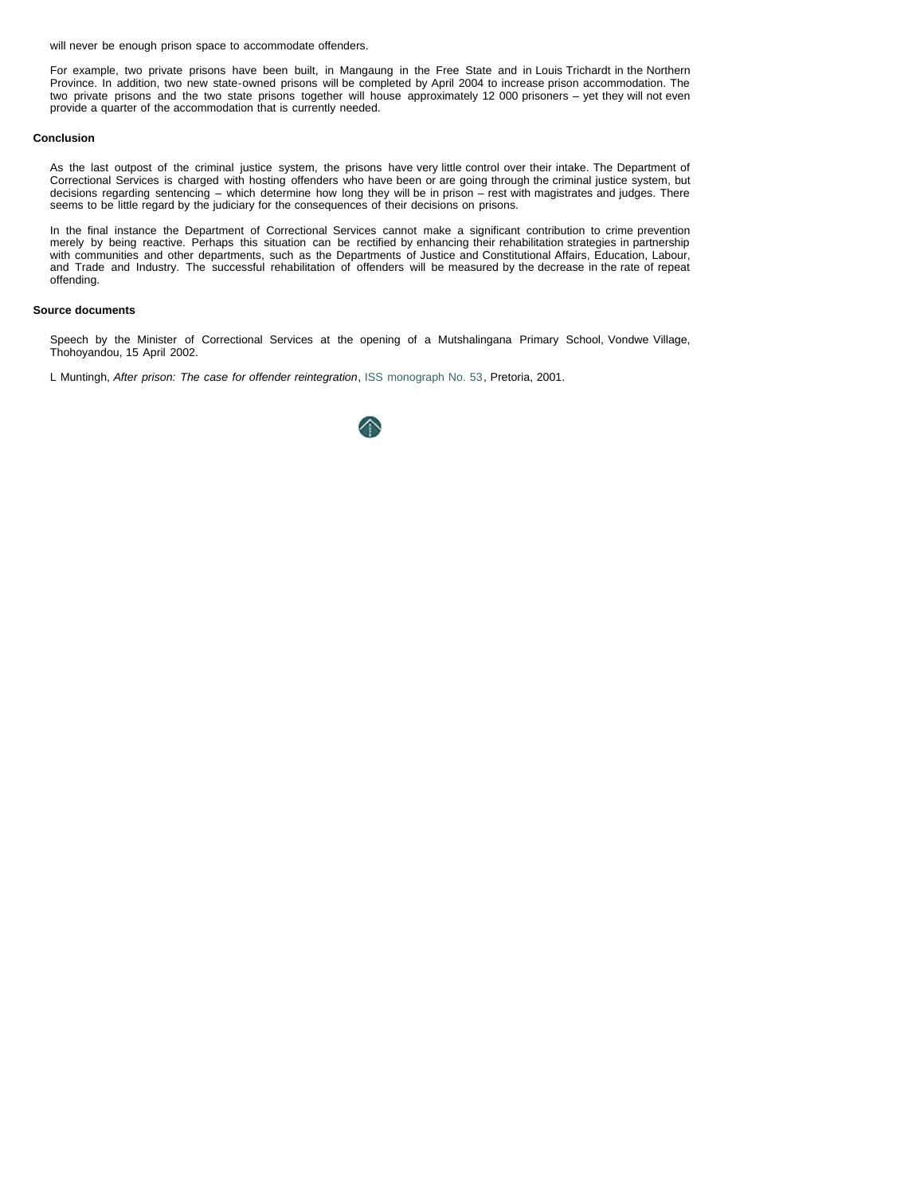will never be enough prison space to accommodate offenders.

For example, two private prisons have been built, in Mangaung in the Free State and in Louis Trichardt in the Northern Province. In addition, two new state-owned prisons will be completed by April 2004 to increase prison accommodation. The two private prisons and the two state prisons together will house approximately 12 000 prisoners – yet they will not even provide a quarter of the accommodation that is currently needed.

**Conclusion**

As the last outpost of the criminal justice system, the prisons have very little control over their intake. The Department of Correctional Services is charged with hosting offenders who have been or are going through the criminal justice system, but decisions regarding sentencing – which determine how long they will be in prison – rest with magistrates and judges. There seems to be little regard by the judiciary for the consequences of their decisions on prisons.

In the final instance the Department of Correctional Services cannot make a significant contribution to crime prevention merely by being reactive. Perhaps this situation can be rectified by enhancing their rehabilitation strategies in partnership with communities and other departments, such as the Departments of Justice and Constitutional Affairs, Education, Labour, and Trade and Industry. The successful rehabilitation of offenders will be measured by the decrease in the rate of repeat offending.

**Source documents**

Speech by the Minister of Correctional Services at the opening of a Mutshalingana Primary School, Vondwe Village, Thohoyandou, 15 April 2002.

L Muntingh, *After prison: The case for offender reintegration*, ISS monograph No. 53, Pretoria, 2001.